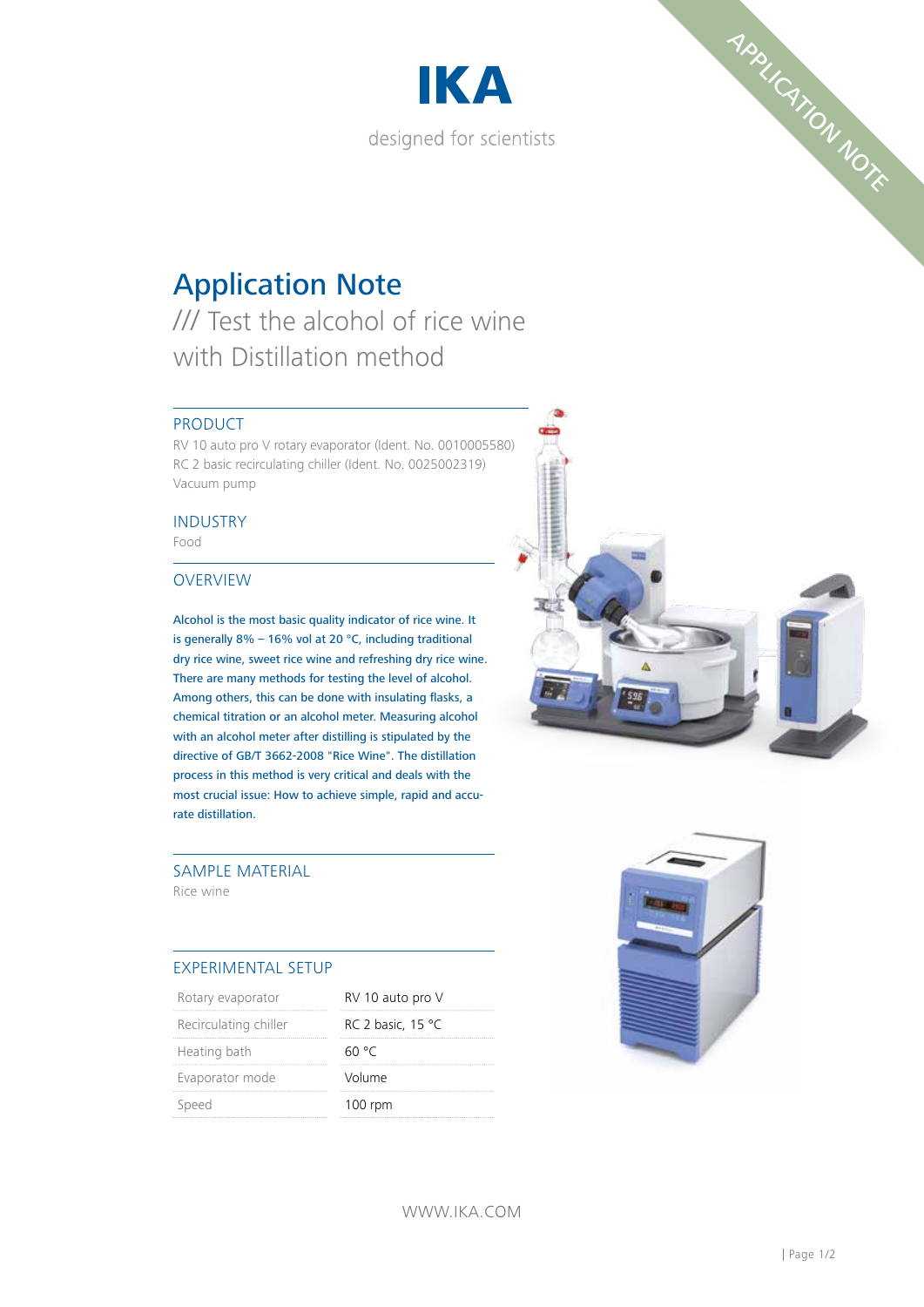IKA

designed for scientists

APPLICATION NOTE

# Application Note

## /// Test the alcohol of rice wine with Distillation method

### PRODUCT

RV 10 auto pro V rotary evaporator (Ident. No. 0010005580)
RC 2 basic recirculating chiller (Ident. No. 0025002319)
Vacuum pump

### INDUSTRY

Food

### OVERVIEW

Alcohol is the most basic quality indicator of rice wine. It is generally 8% – 16% vol at 20 °C, including traditional dry rice wine, sweet rice wine and refreshing dry rice wine. There are many methods for testing the level of alcohol. Among others, this can be done with insulating flasks, a chemical titration or an alcohol meter. Measuring alcohol with an alcohol meter after distilling is stipulated by the directive of GB/T 3662-2008 "Rice Wine". The distillation process in this method is very critical and deals with the most crucial issue: How to achieve simple, rapid and accurate distillation.

### SAMPLE MATERIAL

Rice wine

### EXPERIMENTAL SETUP

| | |
|---|---|
| Rotary evaporator | RV 10 auto pro V |
| Recirculating chiller | RC 2 basic, 15 °C |
| Heating bath | 60 °C |
| Evaporator mode | Volume |
| Speed | 100 rpm |

WWW.IKA.COM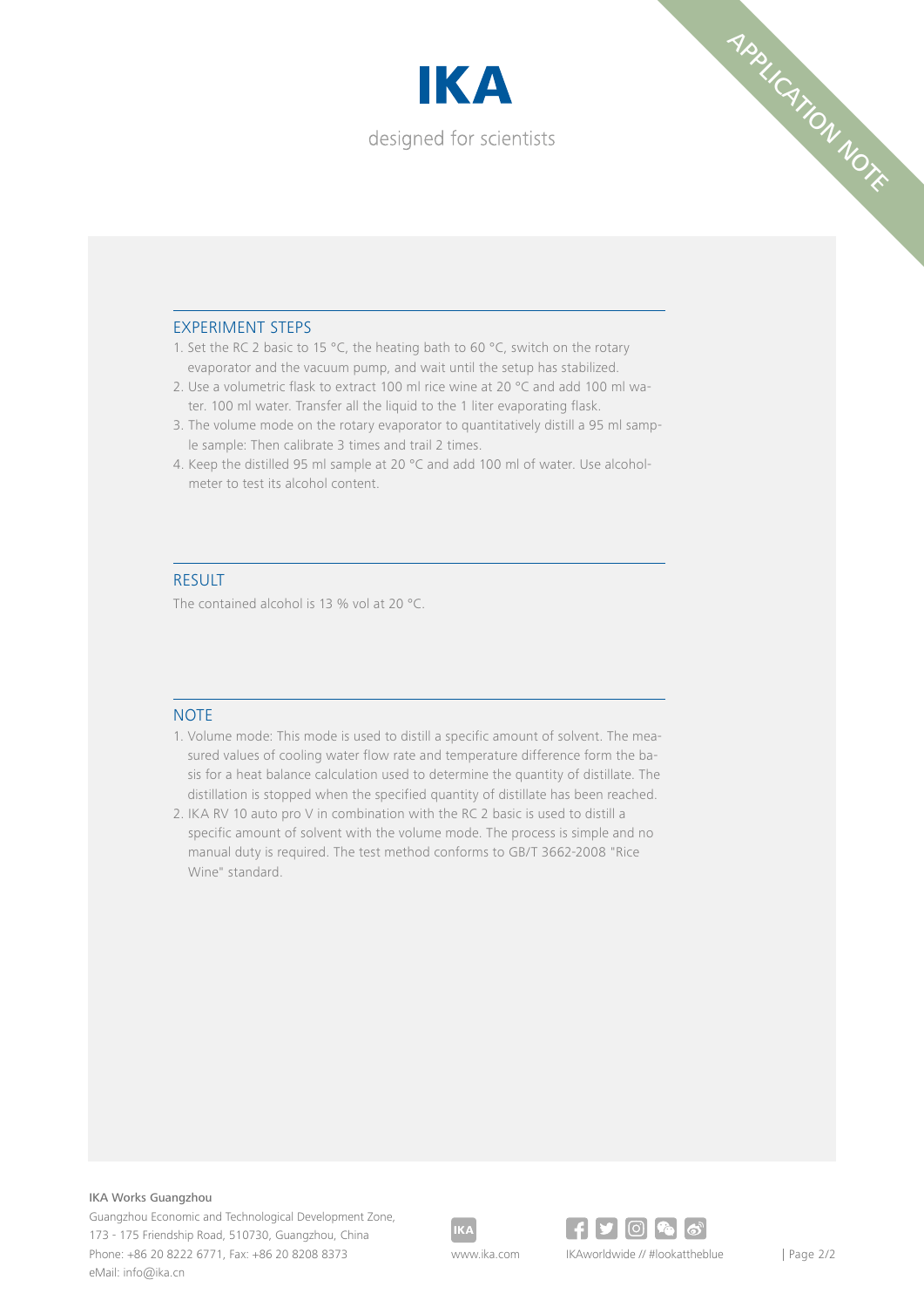## EXPERIMENT STEPS

1. Set the RC 2 basic to 15 °C, the heating bath to 60 °C, switch on the rotary evaporator and the vacuum pump, and wait until the setup has stabilized.
2. Use a volumetric flask to extract 100 ml rice wine at 20 °C and add 100 ml water. 100 ml water. Transfer all the liquid to the 1 liter evaporating flask.
3. The volume mode on the rotary evaporator to quantitatively distill a 95 ml sample sample: Then calibrate 3 times and trail 2 times.
4. Keep the distilled 95 ml sample at 20 °C and add 100 ml of water. Use alcoholmeter to test its alcohol content.

## RESULT

The contained alcohol is 13 % vol at 20 °C.

## NOTE

1. Volume mode: This mode is used to distill a specific amount of solvent. The measured values of cooling water flow rate and temperature difference form the basis for a heat balance calculation used to determine the quantity of distillate. The distillation is stopped when the specified quantity of distillate has been reached.
2. IKA RV 10 auto pro V in combination with the RC 2 basic is used to distill a specific amount of solvent with the volume mode. The process is simple and no manual duty is required. The test method conforms to GB/T 3662-2008 "Rice Wine" standard.